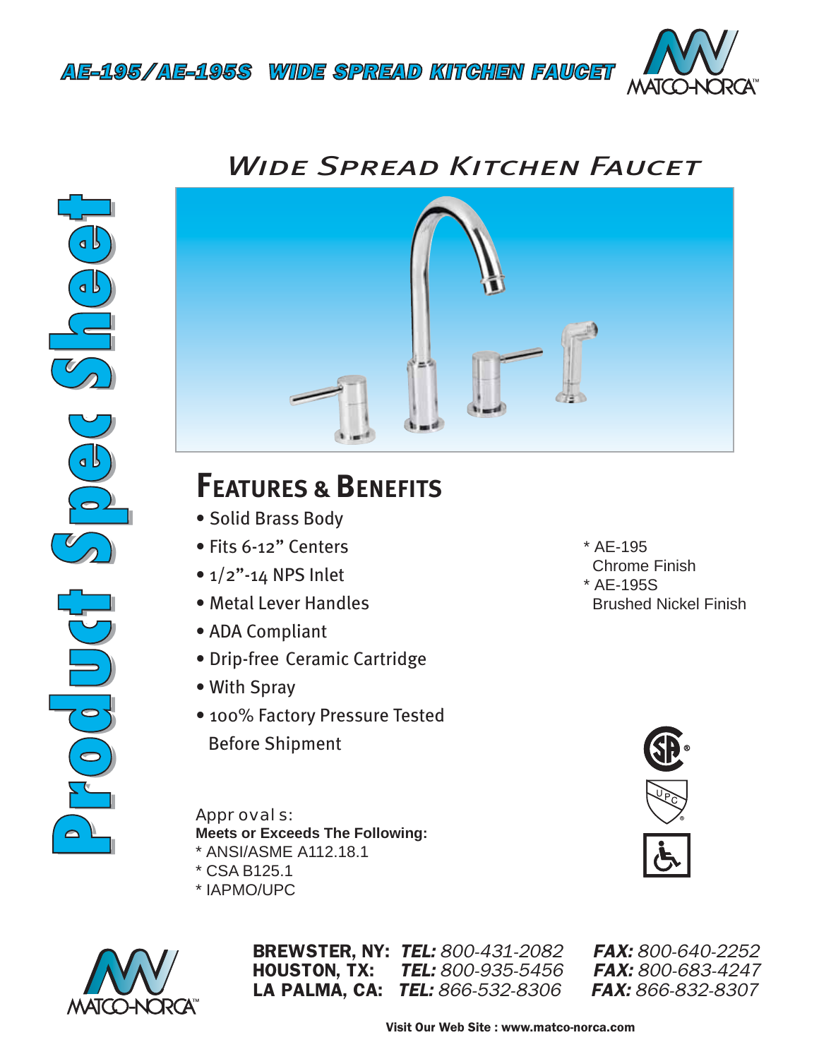# AE-195/AE-195S WIDE SPREAD KITCHEN FAUCET

MATCO-NORCA™

Product Spec Sheet

## Wide Spread Kitchen Faucet

## Features & Benefits

- Solid Brass Body
- Fits 6-12" Centers
- 1/2"-14 NPS Inlet
- Metal Lever Handles
- ADA Compliant
- Drip-free Ceramic Cartridge
- With Spray
- 100% Factory Pressure Tested Before Shipment

* AE-195
  Chrome Finish
* AE-195S
  Brushed Nickel Finish

Approvals:

**Meets or Exceeds The Following:**

* ANSI/ASME A112.18.1
* CSA B125.1
* IAPMO/UPC

MATCO-NORCA™

**BREWSTER, NY:** ***TEL:*** *800-431-2082* ***FAX:*** *800-640-2252*
**HOUSTON, TX:** ***TEL:*** *800-935-5456* ***FAX:*** *800-683-4247*
**LA PALMA, CA:** ***TEL:*** *866-532-8306* ***FAX:*** *866-832-8307*

**Visit Our Web Site : www.matco-norca.com**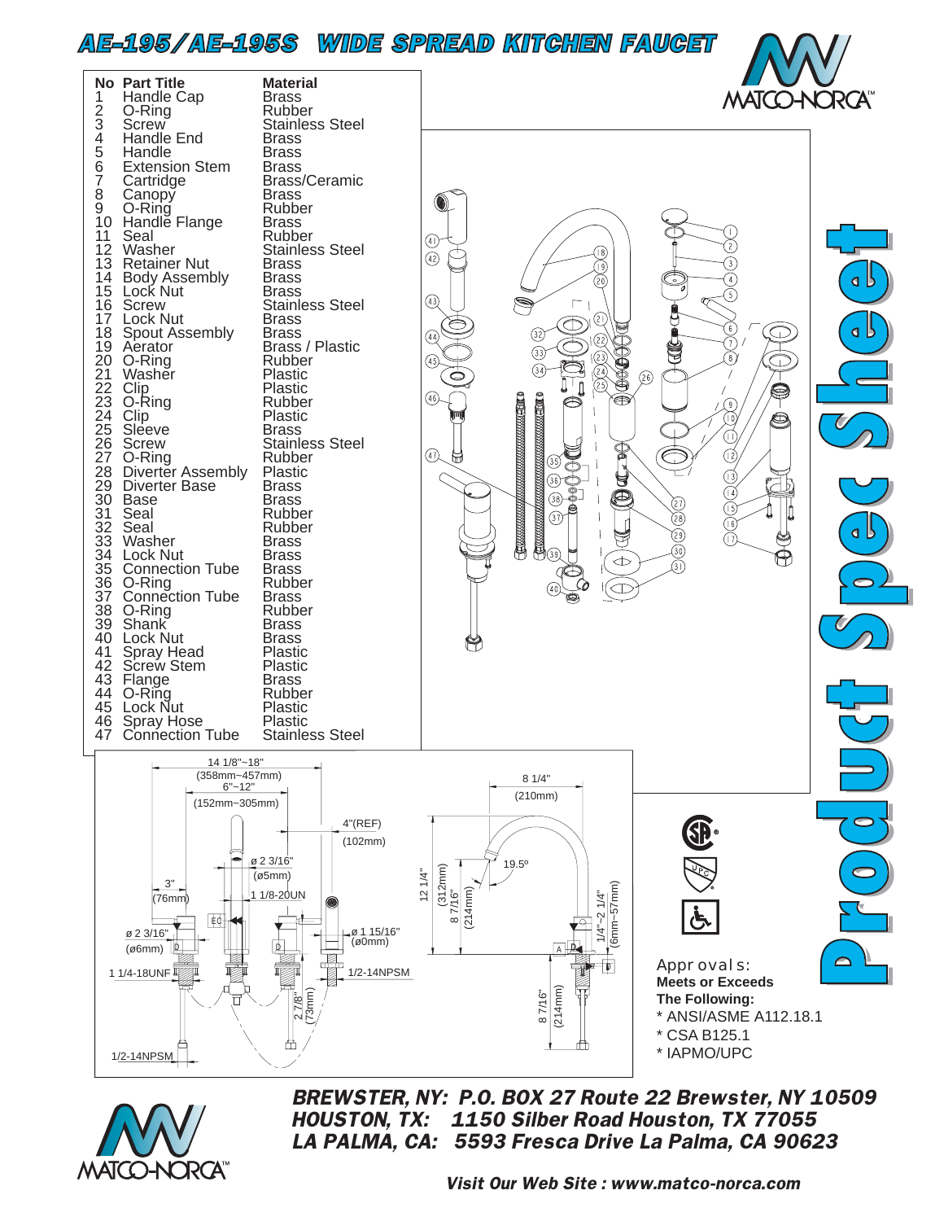# AE-195/AE-195S WIDE SPREAD KITCHEN FAUCET

MATCO-NORCA™

| No | Part Title | Material |
|---|---|---|
| 1 | Handle Cap | Brass |
| 2 | O-Ring | Rubber |
| 3 | Screw | Stainless Steel |
| 4 | Handle End | Brass |
| 5 | Handle | Brass |
| 6 | Extension Stem | Brass |
| 7 | Cartridge | Brass/Ceramic |
| 8 | Canopy | Brass |
| 9 | O-Ring | Rubber |
| 10 | Handle Flange | Brass |
| 11 | Seal | Rubber |
| 12 | Washer | Stainless Steel |
| 13 | Retainer Nut | Brass |
| 14 | Body Assembly | Brass |
| 15 | Lock Nut | Brass |
| 16 | Screw | Stainless Steel |
| 17 | Lock Nut | Brass |
| 18 | Spout Assembly | Brass |
| 19 | Aerator | Brass / Plastic |
| 20 | O-Ring | Rubber |
| 21 | Washer | Plastic |
| 22 | Clip | Plastic |
| 23 | O-Ring | Rubber |
| 24 | Clip | Plastic |
| 25 | Sleeve | Brass |
| 26 | Screw | Stainless Steel |
| 27 | O-Ring | Rubber |
| 28 | Diverter Assembly | Plastic |
| 29 | Diverter Base | Brass |
| 30 | Base | Brass |
| 31 | Seal | Rubber |
| 32 | Seal | Rubber |
| 33 | Washer | Brass |
| 34 | Lock Nut | Brass |
| 35 | Connection Tube | Brass |
| 36 | O-Ring | Rubber |
| 37 | Connection Tube | Brass |
| 38 | O-Ring | Rubber |
| 39 | Shank | Brass |
| 40 | Lock Nut | Brass |
| 41 | Spray Head | Plastic |
| 42 | Screw Stem | Plastic |
| 43 | Flange | Brass |
| 44 | O-Ring | Rubber |
| 45 | Lock Nut | Plastic |
| 46 | Spray Hose | Plastic |
| 47 | Connection Tube | Stainless Steel |

# Product Spec Sheet

14 1/8"~18" (358mm~457mm)
6"~12" (152mm~305mm)
4"(REF) (102mm)
ø 2 3/16" (ø5mm)
1 1/8-20UN
3" (76mm)
ø 2 3/16" (ø6mm)
ø 1 15/16" (ø0mm)
1 1/4-18UNF
1/2-14NPSM
2 7/8" (73mm)
1/2-14NPSM
8 1/4" (210mm)
19.5º
12 1/4" (312mm)
8 7/16" (214mm)
1/4"~2 1/4" (6mm~57mm)
8 7/16" (214mm)

Approvals:
**Meets or Exceeds The Following:**
* ANSI/ASME A112.18.1
* CSA B125.1
* IAPMO/UPC

***BREWSTER, NY: P.O. BOX 27 Route 22 Brewster, NY 10509***
***HOUSTON, TX: 1150 Silber Road Houston, TX 77055***
***LA PALMA, CA: 5593 Fresca Drive La Palma, CA 90623***

MATCO-NORCA™

***Visit Our Web Site : www.matco-norca.com***